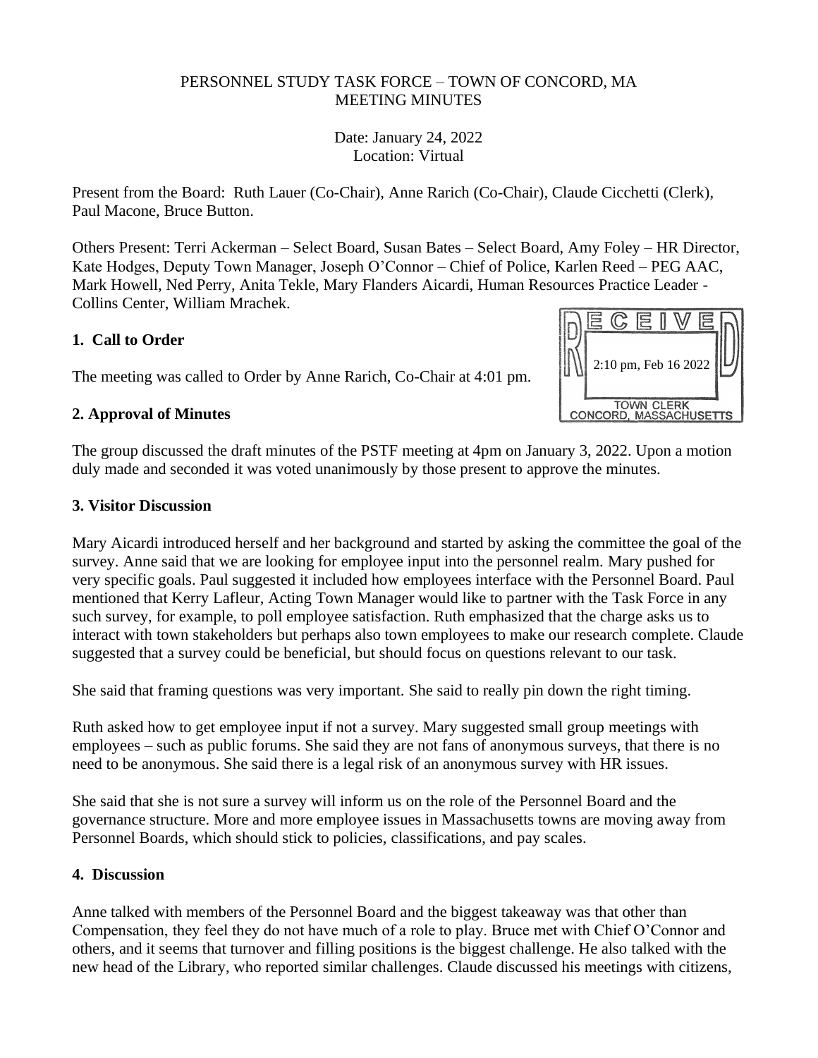PERSONNEL STUDY TASK FORCE – TOWN OF CONCORD, MA
MEETING MINUTES

Date: January 24, 2022
Location: Virtual

Present from the Board: Ruth Lauer (Co-Chair), Anne Rarich (Co-Chair), Claude Cicchetti (Clerk), Paul Macone, Bruce Button.

Others Present: Terri Ackerman – Select Board, Susan Bates – Select Board, Amy Foley – HR Director, Kate Hodges, Deputy Town Manager, Joseph O'Connor – Chief of Police, Karlen Reed – PEG AAC, Mark Howell, Ned Perry, Anita Tekle, Mary Flanders Aicardi, Human Resources Practice Leader - Collins Center, William Mrachek.

RECEIVED
2:10 pm, Feb 16 2022
TOWN CLERK
CONCORD, MASSACHUSETTS

## 1. Call to Order

The meeting was called to Order by Anne Rarich, Co-Chair at 4:01 pm.

## 2. Approval of Minutes

The group discussed the draft minutes of the PSTF meeting at 4pm on January 3, 2022. Upon a motion duly made and seconded it was voted unanimously by those present to approve the minutes.

## 3. Visitor Discussion

Mary Aicardi introduced herself and her background and started by asking the committee the goal of the survey. Anne said that we are looking for employee input into the personnel realm. Mary pushed for very specific goals. Paul suggested it included how employees interface with the Personnel Board. Paul mentioned that Kerry Lafleur, Acting Town Manager would like to partner with the Task Force in any such survey, for example, to poll employee satisfaction. Ruth emphasized that the charge asks us to interact with town stakeholders but perhaps also town employees to make our research complete. Claude suggested that a survey could be beneficial, but should focus on questions relevant to our task.

She said that framing questions was very important. She said to really pin down the right timing.

Ruth asked how to get employee input if not a survey. Mary suggested small group meetings with employees – such as public forums. She said they are not fans of anonymous surveys, that there is no need to be anonymous. She said there is a legal risk of an anonymous survey with HR issues.

She said that she is not sure a survey will inform us on the role of the Personnel Board and the governance structure. More and more employee issues in Massachusetts towns are moving away from Personnel Boards, which should stick to policies, classifications, and pay scales.

## 4. Discussion

Anne talked with members of the Personnel Board and the biggest takeaway was that other than Compensation, they feel they do not have much of a role to play. Bruce met with Chief O'Connor and others, and it seems that turnover and filling positions is the biggest challenge. He also talked with the new head of the Library, who reported similar challenges. Claude discussed his meetings with citizens,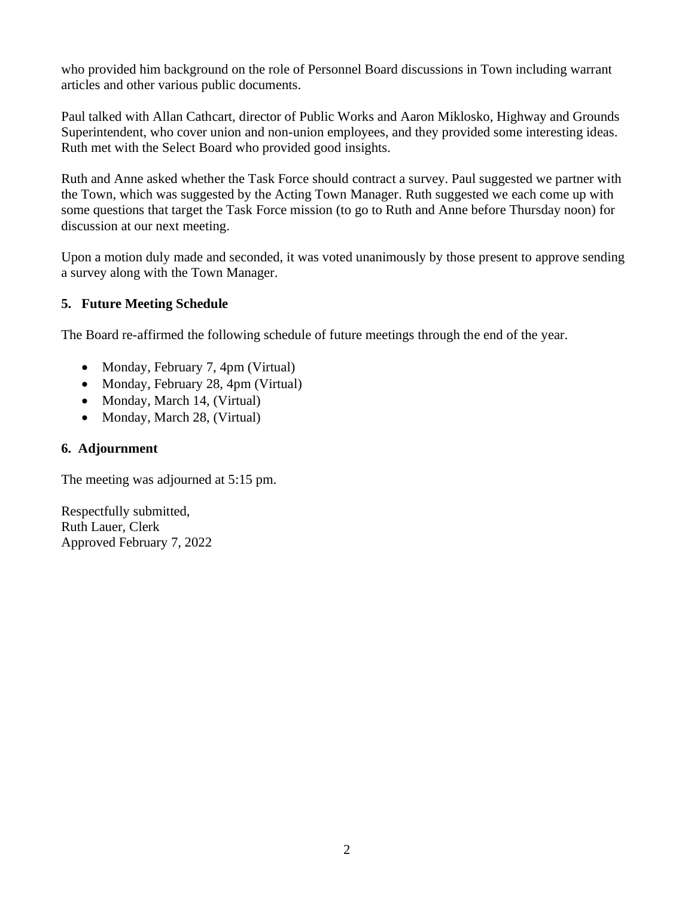who provided him background on the role of Personnel Board discussions in Town including warrant articles and other various public documents.

Paul talked with Allan Cathcart, director of Public Works and Aaron Miklosko, Highway and Grounds Superintendent, who cover union and non-union employees, and they provided some interesting ideas. Ruth met with the Select Board who provided good insights.

Ruth and Anne asked whether the Task Force should contract a survey. Paul suggested we partner with the Town, which was suggested by the Acting Town Manager. Ruth suggested we each come up with some questions that target the Task Force mission (to go to Ruth and Anne before Thursday noon) for discussion at our next meeting.

Upon a motion duly made and seconded, it was voted unanimously by those present to approve sending a survey along with the Town Manager.

**5. Future Meeting Schedule**

The Board re-affirmed the following schedule of future meetings through the end of the year.

- Monday, February 7, 4pm (Virtual)
- Monday, February 28, 4pm (Virtual)
- Monday, March 14, (Virtual)
- Monday, March 28, (Virtual)

**6. Adjournment**

The meeting was adjourned at 5:15 pm.

Respectfully submitted,
Ruth Lauer, Clerk
Approved February 7, 2022